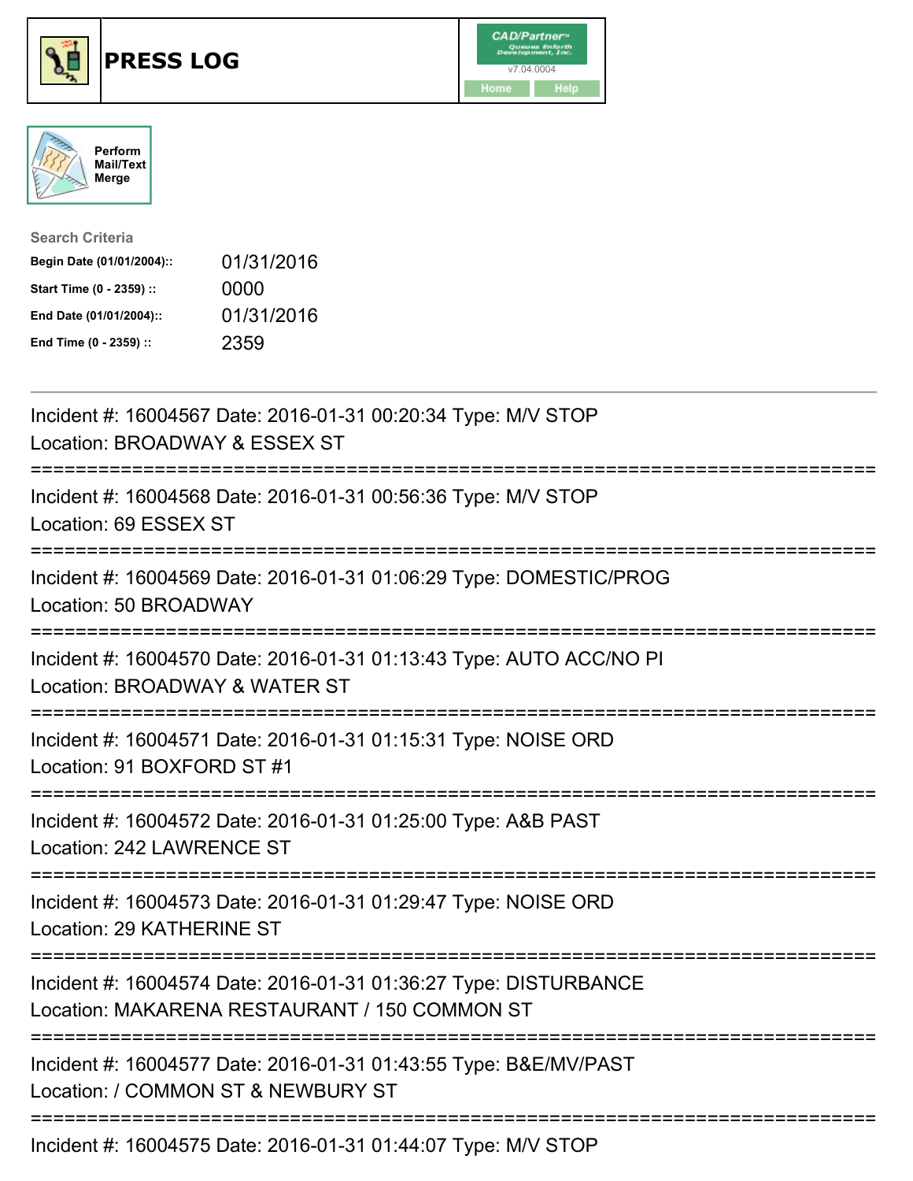# PRESS LOG

CAD/Partner™
v7.04.0004
Home Help

Perform Mail/Text Merge

**Search Criteria**

| | |
|---|---|
| **Begin Date (01/01/2004)::** | 01/31/2016 |
| **Start Time (0 - 2359) ::** | 0000 |
| **End Date (01/01/2004)::** | 01/31/2016 |
| **End Time (0 - 2359) ::** | 2359 |

---

Incident #: 16004567 Date: 2016-01-31 00:20:34 Type: M/V STOP
Location: BROADWAY & ESSEX ST

===========================================================================

Incident #: 16004568 Date: 2016-01-31 00:56:36 Type: M/V STOP
Location: 69 ESSEX ST

===========================================================================

Incident #: 16004569 Date: 2016-01-31 01:06:29 Type: DOMESTIC/PROG
Location: 50 BROADWAY

===========================================================================

Incident #: 16004570 Date: 2016-01-31 01:13:43 Type: AUTO ACC/NO PI
Location: BROADWAY & WATER ST

===========================================================================

Incident #: 16004571 Date: 2016-01-31 01:15:31 Type: NOISE ORD
Location: 91 BOXFORD ST #1

===========================================================================

Incident #: 16004572 Date: 2016-01-31 01:25:00 Type: A&B PAST
Location: 242 LAWRENCE ST

===========================================================================

Incident #: 16004573 Date: 2016-01-31 01:29:47 Type: NOISE ORD
Location: 29 KATHERINE ST

===========================================================================

Incident #: 16004574 Date: 2016-01-31 01:36:27 Type: DISTURBANCE
Location: MAKARENA RESTAURANT / 150 COMMON ST

===========================================================================

Incident #: 16004577 Date: 2016-01-31 01:43:55 Type: B&E/MV/PAST
Location: / COMMON ST & NEWBURY ST

===========================================================================

Incident #: 16004575 Date: 2016-01-31 01:44:07 Type: M/V STOP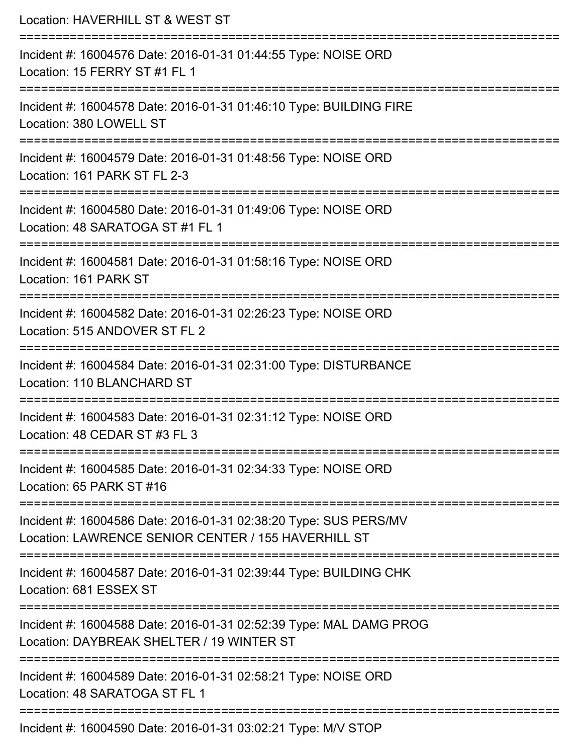Location: HAVERHILL ST & WEST ST

===========================================================================

Incident #: 16004576 Date: 2016-01-31 01:44:55 Type: NOISE ORD
Location: 15 FERRY ST #1 FL 1

===========================================================================

Incident #: 16004578 Date: 2016-01-31 01:46:10 Type: BUILDING FIRE
Location: 380 LOWELL ST

===========================================================================

Incident #: 16004579 Date: 2016-01-31 01:48:56 Type: NOISE ORD
Location: 161 PARK ST FL 2-3

===========================================================================

Incident #: 16004580 Date: 2016-01-31 01:49:06 Type: NOISE ORD
Location: 48 SARATOGA ST #1 FL 1

===========================================================================

Incident #: 16004581 Date: 2016-01-31 01:58:16 Type: NOISE ORD
Location: 161 PARK ST

===========================================================================

Incident #: 16004582 Date: 2016-01-31 02:26:23 Type: NOISE ORD
Location: 515 ANDOVER ST FL 2

===========================================================================

Incident #: 16004584 Date: 2016-01-31 02:31:00 Type: DISTURBANCE
Location: 110 BLANCHARD ST

===========================================================================

Incident #: 16004583 Date: 2016-01-31 02:31:12 Type: NOISE ORD
Location: 48 CEDAR ST #3 FL 3

===========================================================================

Incident #: 16004585 Date: 2016-01-31 02:34:33 Type: NOISE ORD
Location: 65 PARK ST #16

===========================================================================

Incident #: 16004586 Date: 2016-01-31 02:38:20 Type: SUS PERS/MV
Location: LAWRENCE SENIOR CENTER / 155 HAVERHILL ST

===========================================================================

Incident #: 16004587 Date: 2016-01-31 02:39:44 Type: BUILDING CHK
Location: 681 ESSEX ST

===========================================================================

Incident #: 16004588 Date: 2016-01-31 02:52:39 Type: MAL DAMG PROG
Location: DAYBREAK SHELTER / 19 WINTER ST

===========================================================================

Incident #: 16004589 Date: 2016-01-31 02:58:21 Type: NOISE ORD
Location: 48 SARATOGA ST FL 1

===========================================================================

Incident #: 16004590 Date: 2016-01-31 03:02:21 Type: M/V STOP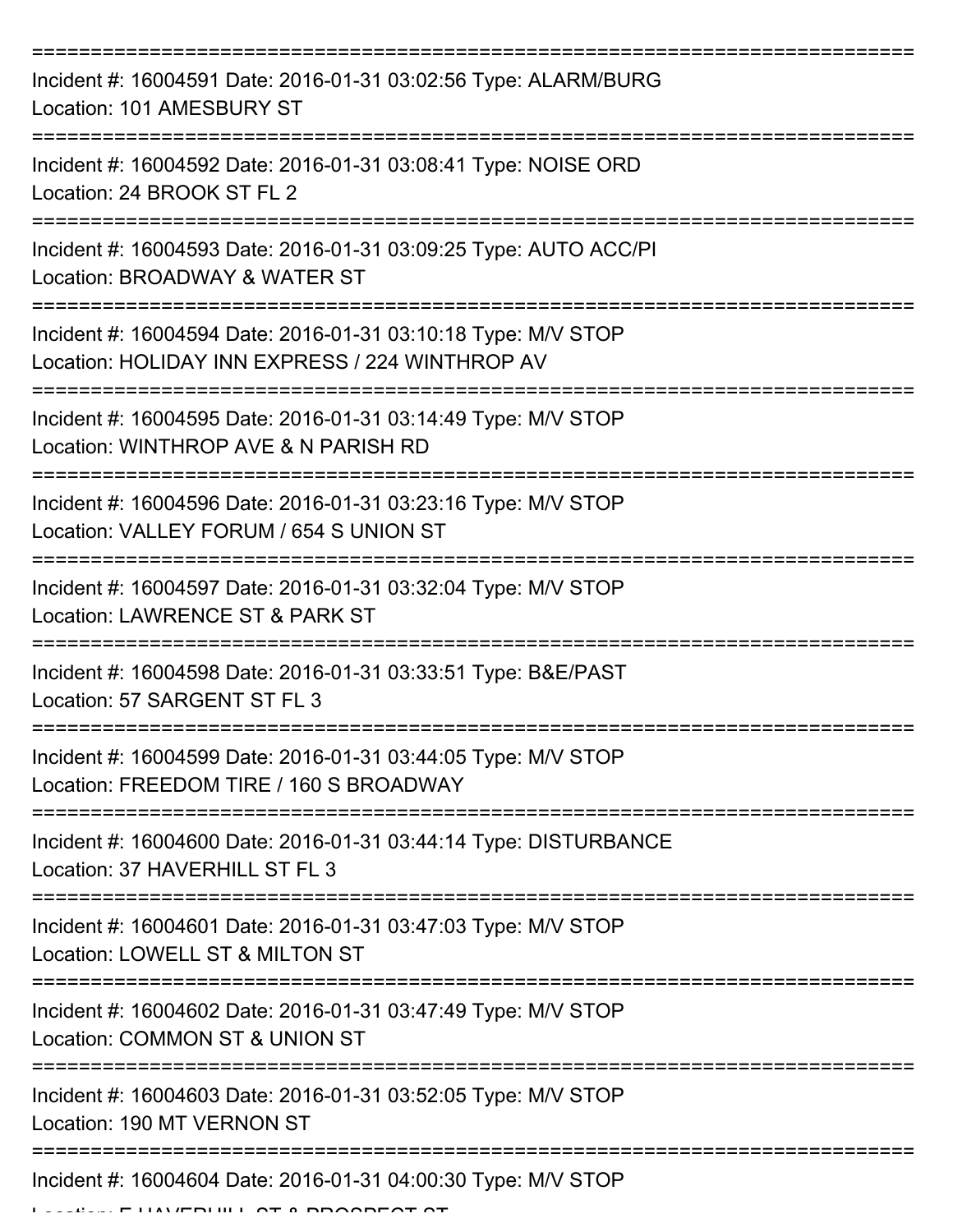Incident #: 16004591 Date: 2016-01-31 03:02:56 Type: ALARM/BURG
Location: 101 AMESBURY ST

Incident #: 16004592 Date: 2016-01-31 03:08:41 Type: NOISE ORD
Location: 24 BROOK ST FL 2

Incident #: 16004593 Date: 2016-01-31 03:09:25 Type: AUTO ACC/PI
Location: BROADWAY & WATER ST

Incident #: 16004594 Date: 2016-01-31 03:10:18 Type: M/V STOP
Location: HOLIDAY INN EXPRESS / 224 WINTHROP AV

Incident #: 16004595 Date: 2016-01-31 03:14:49 Type: M/V STOP
Location: WINTHROP AVE & N PARISH RD

Incident #: 16004596 Date: 2016-01-31 03:23:16 Type: M/V STOP
Location: VALLEY FORUM / 654 S UNION ST

Incident #: 16004597 Date: 2016-01-31 03:32:04 Type: M/V STOP
Location: LAWRENCE ST & PARK ST

Incident #: 16004598 Date: 2016-01-31 03:33:51 Type: B&E/PAST
Location: 57 SARGENT ST FL 3

Incident #: 16004599 Date: 2016-01-31 03:44:05 Type: M/V STOP
Location: FREEDOM TIRE / 160 S BROADWAY

Incident #: 16004600 Date: 2016-01-31 03:44:14 Type: DISTURBANCE
Location: 37 HAVERHILL ST FL 3

Incident #: 16004601 Date: 2016-01-31 03:47:03 Type: M/V STOP
Location: LOWELL ST & MILTON ST

Incident #: 16004602 Date: 2016-01-31 03:47:49 Type: M/V STOP
Location: COMMON ST & UNION ST

Incident #: 16004603 Date: 2016-01-31 03:52:05 Type: M/V STOP
Location: 190 MT VERNON ST

Incident #: 16004604 Date: 2016-01-31 04:00:30 Type: M/V STOP
Location: E HAVERHILL ST & PROSPECT ST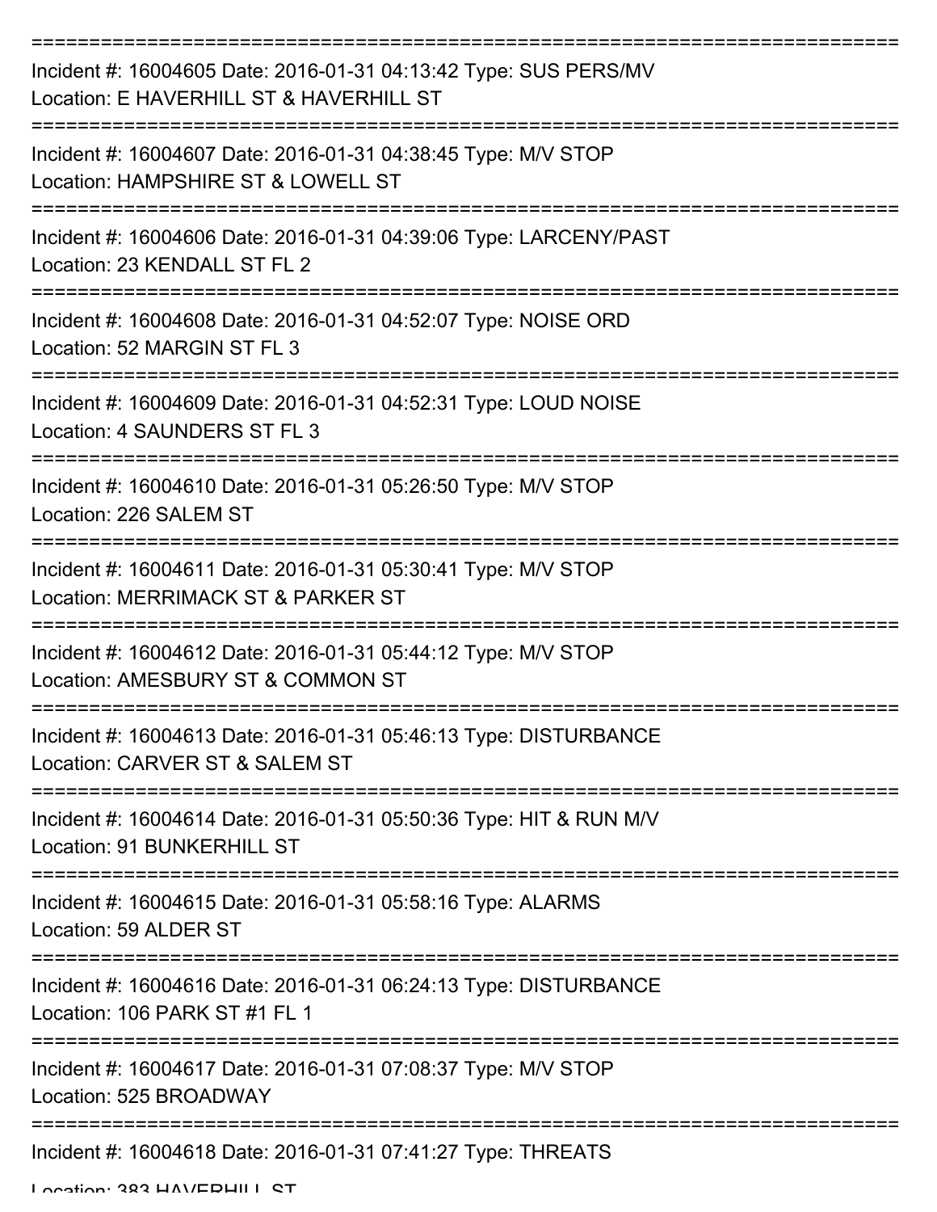===========================================================================

Incident #: 16004605 Date: 2016-01-31 04:13:42 Type: SUS PERS/MV
Location: E HAVERHILL ST & HAVERHILL ST

===========================================================================

Incident #: 16004607 Date: 2016-01-31 04:38:45 Type: M/V STOP
Location: HAMPSHIRE ST & LOWELL ST

===========================================================================

Incident #: 16004606 Date: 2016-01-31 04:39:06 Type: LARCENY/PAST
Location: 23 KENDALL ST FL 2

===========================================================================

Incident #: 16004608 Date: 2016-01-31 04:52:07 Type: NOISE ORD
Location: 52 MARGIN ST FL 3

===========================================================================

Incident #: 16004609 Date: 2016-01-31 04:52:31 Type: LOUD NOISE
Location: 4 SAUNDERS ST FL 3

===========================================================================

Incident #: 16004610 Date: 2016-01-31 05:26:50 Type: M/V STOP
Location: 226 SALEM ST

===========================================================================

Incident #: 16004611 Date: 2016-01-31 05:30:41 Type: M/V STOP
Location: MERRIMACK ST & PARKER ST

===========================================================================

Incident #: 16004612 Date: 2016-01-31 05:44:12 Type: M/V STOP
Location: AMESBURY ST & COMMON ST

===========================================================================

Incident #: 16004613 Date: 2016-01-31 05:46:13 Type: DISTURBANCE
Location: CARVER ST & SALEM ST

===========================================================================

Incident #: 16004614 Date: 2016-01-31 05:50:36 Type: HIT & RUN M/V
Location: 91 BUNKERHILL ST

===========================================================================

Incident #: 16004615 Date: 2016-01-31 05:58:16 Type: ALARMS
Location: 59 ALDER ST

===========================================================================

Incident #: 16004616 Date: 2016-01-31 06:24:13 Type: DISTURBANCE
Location: 106 PARK ST #1 FL 1

===========================================================================

Incident #: 16004617 Date: 2016-01-31 07:08:37 Type: M/V STOP
Location: 525 BROADWAY

===========================================================================

Incident #: 16004618 Date: 2016-01-31 07:41:27 Type: THREATS
Location: 383 HAVERHILL ST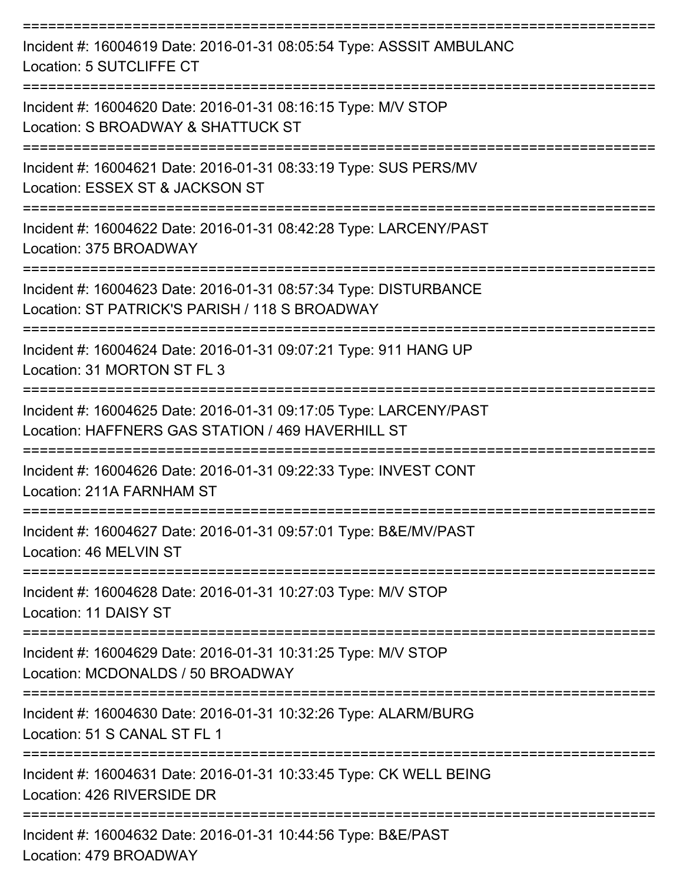===========================================================================

Incident #: 16004619 Date: 2016-01-31 08:05:54 Type: ASSSIT AMBULANC
Location: 5 SUTCLIFFE CT

===========================================================================

Incident #: 16004620 Date: 2016-01-31 08:16:15 Type: M/V STOP
Location: S BROADWAY & SHATTUCK ST

===========================================================================

Incident #: 16004621 Date: 2016-01-31 08:33:19 Type: SUS PERS/MV
Location: ESSEX ST & JACKSON ST

===========================================================================

Incident #: 16004622 Date: 2016-01-31 08:42:28 Type: LARCENY/PAST
Location: 375 BROADWAY

===========================================================================

Incident #: 16004623 Date: 2016-01-31 08:57:34 Type: DISTURBANCE
Location: ST PATRICK'S PARISH / 118 S BROADWAY

===========================================================================

Incident #: 16004624 Date: 2016-01-31 09:07:21 Type: 911 HANG UP
Location: 31 MORTON ST FL 3

===========================================================================

Incident #: 16004625 Date: 2016-01-31 09:17:05 Type: LARCENY/PAST
Location: HAFFNERS GAS STATION / 469 HAVERHILL ST

===========================================================================

Incident #: 16004626 Date: 2016-01-31 09:22:33 Type: INVEST CONT
Location: 211A FARNHAM ST

===========================================================================

Incident #: 16004627 Date: 2016-01-31 09:57:01 Type: B&E/MV/PAST
Location: 46 MELVIN ST

===========================================================================

Incident #: 16004628 Date: 2016-01-31 10:27:03 Type: M/V STOP
Location: 11 DAISY ST

===========================================================================

Incident #: 16004629 Date: 2016-01-31 10:31:25 Type: M/V STOP
Location: MCDONALDS / 50 BROADWAY

===========================================================================

Incident #: 16004630 Date: 2016-01-31 10:32:26 Type: ALARM/BURG
Location: 51 S CANAL ST FL 1

===========================================================================

Incident #: 16004631 Date: 2016-01-31 10:33:45 Type: CK WELL BEING
Location: 426 RIVERSIDE DR

===========================================================================

Incident #: 16004632 Date: 2016-01-31 10:44:56 Type: B&E/PAST
Location: 479 BROADWAY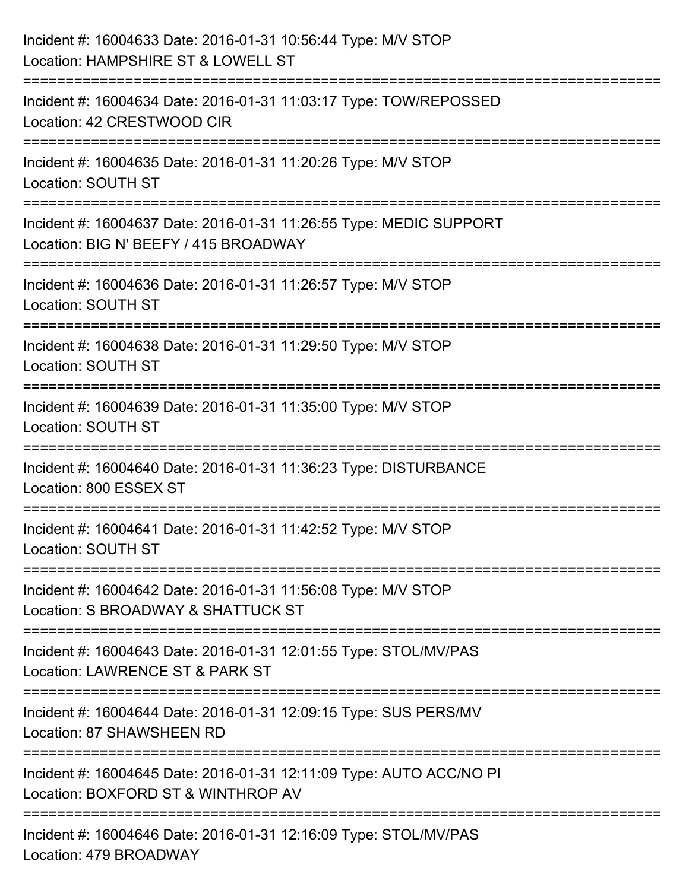Incident #: 16004633 Date: 2016-01-31 10:56:44 Type: M/V STOP
Location: HAMPSHIRE ST & LOWELL ST

===========================================================================

Incident #: 16004634 Date: 2016-01-31 11:03:17 Type: TOW/REPOSSED
Location: 42 CRESTWOOD CIR

===========================================================================

Incident #: 16004635 Date: 2016-01-31 11:20:26 Type: M/V STOP
Location: SOUTH ST

===========================================================================

Incident #: 16004637 Date: 2016-01-31 11:26:55 Type: MEDIC SUPPORT
Location: BIG N' BEEFY / 415 BROADWAY

===========================================================================

Incident #: 16004636 Date: 2016-01-31 11:26:57 Type: M/V STOP
Location: SOUTH ST

===========================================================================

Incident #: 16004638 Date: 2016-01-31 11:29:50 Type: M/V STOP
Location: SOUTH ST

===========================================================================

Incident #: 16004639 Date: 2016-01-31 11:35:00 Type: M/V STOP
Location: SOUTH ST

===========================================================================

Incident #: 16004640 Date: 2016-01-31 11:36:23 Type: DISTURBANCE
Location: 800 ESSEX ST

===========================================================================

Incident #: 16004641 Date: 2016-01-31 11:42:52 Type: M/V STOP
Location: SOUTH ST

===========================================================================

Incident #: 16004642 Date: 2016-01-31 11:56:08 Type: M/V STOP
Location: S BROADWAY & SHATTUCK ST

===========================================================================

Incident #: 16004643 Date: 2016-01-31 12:01:55 Type: STOL/MV/PAS
Location: LAWRENCE ST & PARK ST

===========================================================================

Incident #: 16004644 Date: 2016-01-31 12:09:15 Type: SUS PERS/MV
Location: 87 SHAWSHEEN RD

===========================================================================

Incident #: 16004645 Date: 2016-01-31 12:11:09 Type: AUTO ACC/NO PI
Location: BOXFORD ST & WINTHROP AV

===========================================================================

Incident #: 16004646 Date: 2016-01-31 12:16:09 Type: STOL/MV/PAS
Location: 479 BROADWAY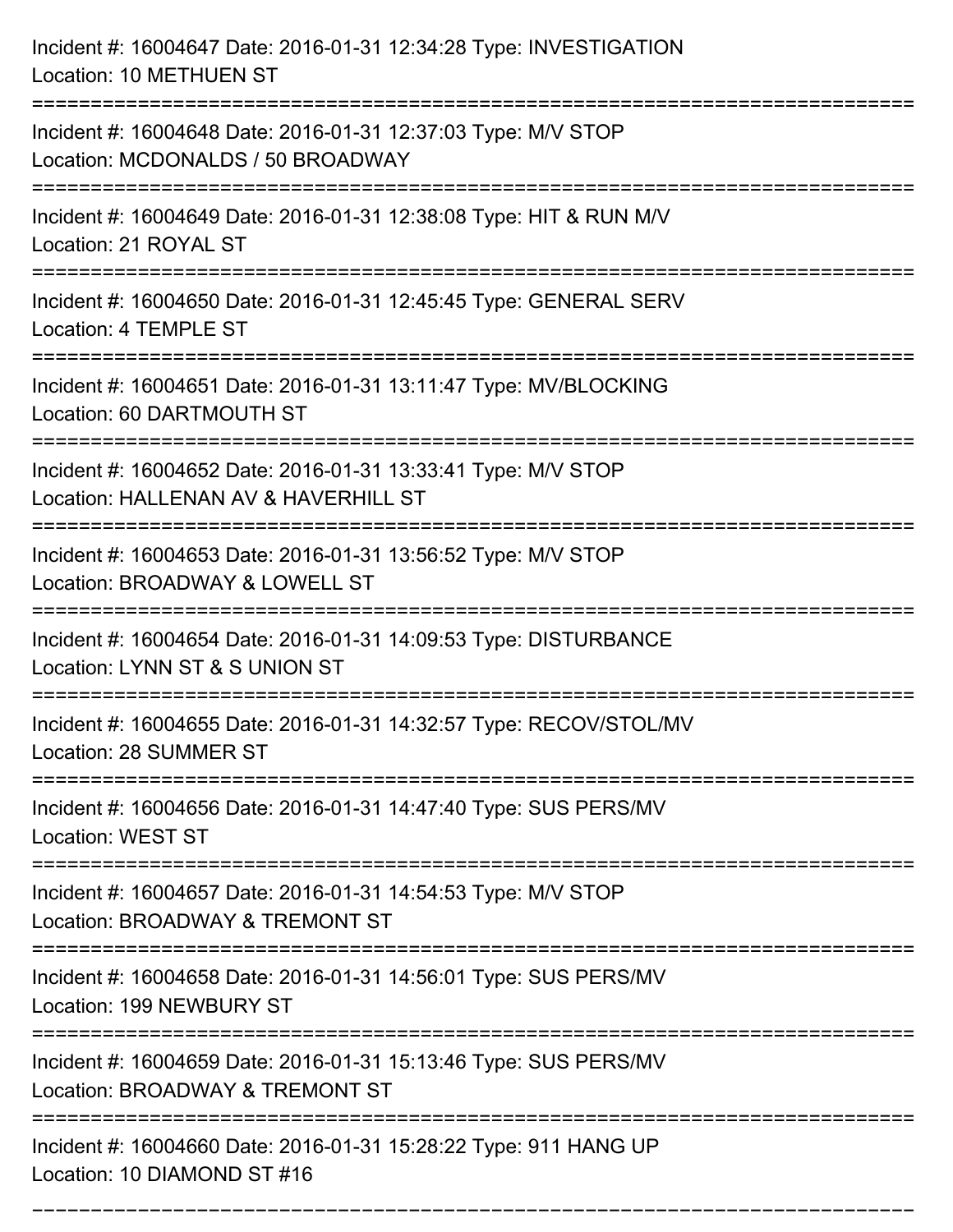Incident #: 16004647 Date: 2016-01-31 12:34:28 Type: INVESTIGATION
Location: 10 METHUEN ST

===========================================================================

Incident #: 16004648 Date: 2016-01-31 12:37:03 Type: M/V STOP
Location: MCDONALDS / 50 BROADWAY

===========================================================================

Incident #: 16004649 Date: 2016-01-31 12:38:08 Type: HIT & RUN M/V
Location: 21 ROYAL ST

===========================================================================

Incident #: 16004650 Date: 2016-01-31 12:45:45 Type: GENERAL SERV
Location: 4 TEMPLE ST

===========================================================================

Incident #: 16004651 Date: 2016-01-31 13:11:47 Type: MV/BLOCKING
Location: 60 DARTMOUTH ST

===========================================================================

Incident #: 16004652 Date: 2016-01-31 13:33:41 Type: M/V STOP
Location: HALLENAN AV & HAVERHILL ST

===========================================================================

Incident #: 16004653 Date: 2016-01-31 13:56:52 Type: M/V STOP
Location: BROADWAY & LOWELL ST

===========================================================================

Incident #: 16004654 Date: 2016-01-31 14:09:53 Type: DISTURBANCE
Location: LYNN ST & S UNION ST

===========================================================================

Incident #: 16004655 Date: 2016-01-31 14:32:57 Type: RECOV/STOL/MV
Location: 28 SUMMER ST

===========================================================================

Incident #: 16004656 Date: 2016-01-31 14:47:40 Type: SUS PERS/MV
Location: WEST ST

===========================================================================

Incident #: 16004657 Date: 2016-01-31 14:54:53 Type: M/V STOP
Location: BROADWAY & TREMONT ST

===========================================================================

Incident #: 16004658 Date: 2016-01-31 14:56:01 Type: SUS PERS/MV
Location: 199 NEWBURY ST

===========================================================================

Incident #: 16004659 Date: 2016-01-31 15:13:46 Type: SUS PERS/MV
Location: BROADWAY & TREMONT ST

===========================================================================

Incident #: 16004660 Date: 2016-01-31 15:28:22 Type: 911 HANG UP
Location: 10 DIAMOND ST #16

===========================================================================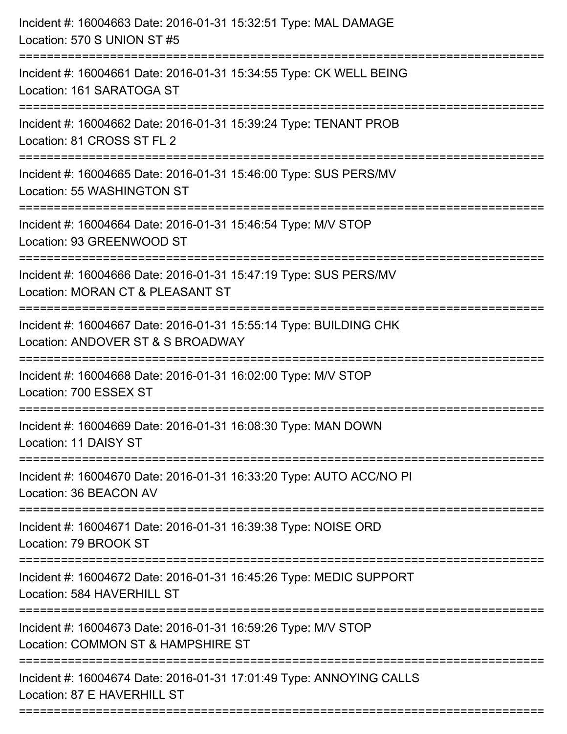Incident #: 16004663 Date: 2016-01-31 15:32:51 Type: MAL DAMAGE
Location: 570 S UNION ST #5

===========================================================================

Incident #: 16004661 Date: 2016-01-31 15:34:55 Type: CK WELL BEING
Location: 161 SARATOGA ST

===========================================================================

Incident #: 16004662 Date: 2016-01-31 15:39:24 Type: TENANT PROB
Location: 81 CROSS ST FL 2

===========================================================================

Incident #: 16004665 Date: 2016-01-31 15:46:00 Type: SUS PERS/MV
Location: 55 WASHINGTON ST

===========================================================================

Incident #: 16004664 Date: 2016-01-31 15:46:54 Type: M/V STOP
Location: 93 GREENWOOD ST

===========================================================================

Incident #: 16004666 Date: 2016-01-31 15:47:19 Type: SUS PERS/MV
Location: MORAN CT & PLEASANT ST

===========================================================================

Incident #: 16004667 Date: 2016-01-31 15:55:14 Type: BUILDING CHK
Location: ANDOVER ST & S BROADWAY

===========================================================================

Incident #: 16004668 Date: 2016-01-31 16:02:00 Type: M/V STOP
Location: 700 ESSEX ST

===========================================================================

Incident #: 16004669 Date: 2016-01-31 16:08:30 Type: MAN DOWN
Location: 11 DAISY ST

===========================================================================

Incident #: 16004670 Date: 2016-01-31 16:33:20 Type: AUTO ACC/NO PI
Location: 36 BEACON AV

===========================================================================

Incident #: 16004671 Date: 2016-01-31 16:39:38 Type: NOISE ORD
Location: 79 BROOK ST

===========================================================================

Incident #: 16004672 Date: 2016-01-31 16:45:26 Type: MEDIC SUPPORT
Location: 584 HAVERHILL ST

===========================================================================

Incident #: 16004673 Date: 2016-01-31 16:59:26 Type: M/V STOP
Location: COMMON ST & HAMPSHIRE ST

===========================================================================

Incident #: 16004674 Date: 2016-01-31 17:01:49 Type: ANNOYING CALLS
Location: 87 E HAVERHILL ST

===========================================================================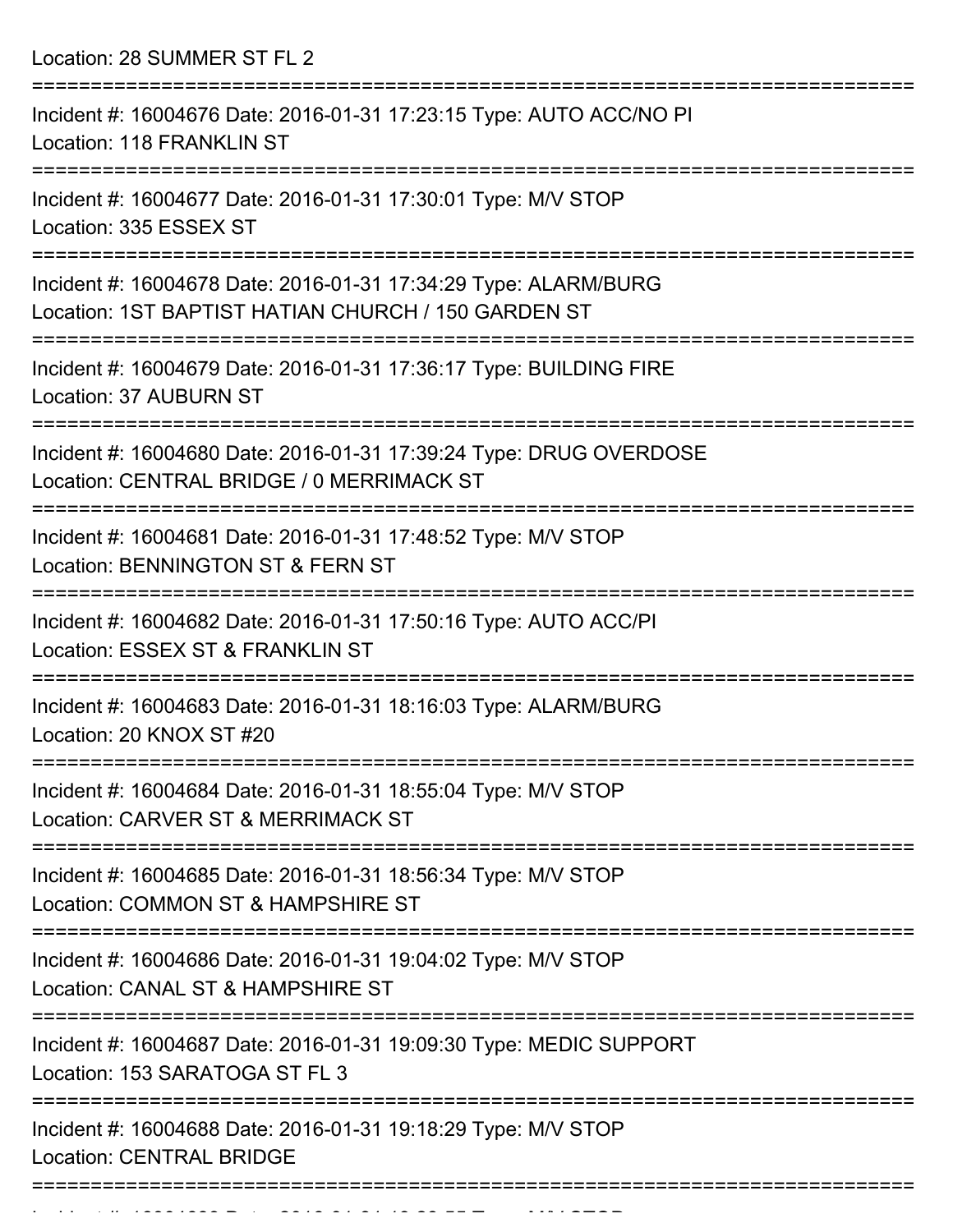Location: 28 SUMMER ST FL 2

===========================================================================

Incident #: 16004676 Date: 2016-01-31 17:23:15 Type: AUTO ACC/NO PI
Location: 118 FRANKLIN ST

===========================================================================

Incident #: 16004677 Date: 2016-01-31 17:30:01 Type: M/V STOP
Location: 335 ESSEX ST

===========================================================================

Incident #: 16004678 Date: 2016-01-31 17:34:29 Type: ALARM/BURG
Location: 1ST BAPTIST HATIAN CHURCH / 150 GARDEN ST

===========================================================================

Incident #: 16004679 Date: 2016-01-31 17:36:17 Type: BUILDING FIRE
Location: 37 AUBURN ST

===========================================================================

Incident #: 16004680 Date: 2016-01-31 17:39:24 Type: DRUG OVERDOSE
Location: CENTRAL BRIDGE / 0 MERRIMACK ST

===========================================================================

Incident #: 16004681 Date: 2016-01-31 17:48:52 Type: M/V STOP
Location: BENNINGTON ST & FERN ST

===========================================================================

Incident #: 16004682 Date: 2016-01-31 17:50:16 Type: AUTO ACC/PI
Location: ESSEX ST & FRANKLIN ST

===========================================================================

Incident #: 16004683 Date: 2016-01-31 18:16:03 Type: ALARM/BURG
Location: 20 KNOX ST #20

===========================================================================

Incident #: 16004684 Date: 2016-01-31 18:55:04 Type: M/V STOP
Location: CARVER ST & MERRIMACK ST

===========================================================================

Incident #: 16004685 Date: 2016-01-31 18:56:34 Type: M/V STOP
Location: COMMON ST & HAMPSHIRE ST

===========================================================================

Incident #: 16004686 Date: 2016-01-31 19:04:02 Type: M/V STOP
Location: CANAL ST & HAMPSHIRE ST

===========================================================================

Incident #: 16004687 Date: 2016-01-31 19:09:30 Type: MEDIC SUPPORT
Location: 153 SARATOGA ST FL 3

===========================================================================

Incident #: 16004688 Date: 2016-01-31 19:18:29 Type: M/V STOP
Location: CENTRAL BRIDGE

===========================================================================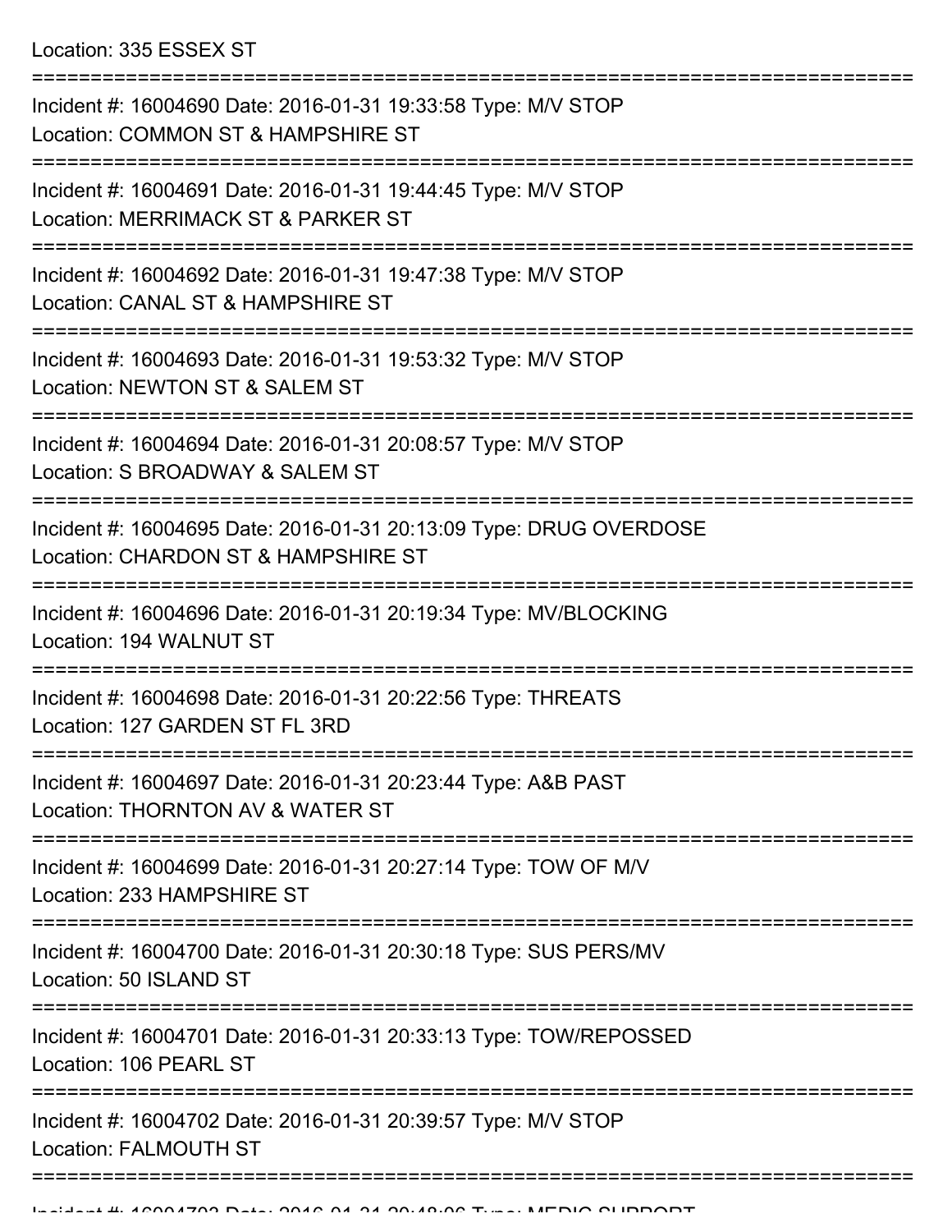Location: 335 ESSEX ST

===========================================================================

Incident #: 16004690 Date: 2016-01-31 19:33:58 Type: M/V STOP
Location: COMMON ST & HAMPSHIRE ST

===========================================================================

Incident #: 16004691 Date: 2016-01-31 19:44:45 Type: M/V STOP
Location: MERRIMACK ST & PARKER ST

===========================================================================

Incident #: 16004692 Date: 2016-01-31 19:47:38 Type: M/V STOP
Location: CANAL ST & HAMPSHIRE ST

===========================================================================

Incident #: 16004693 Date: 2016-01-31 19:53:32 Type: M/V STOP
Location: NEWTON ST & SALEM ST

===========================================================================

Incident #: 16004694 Date: 2016-01-31 20:08:57 Type: M/V STOP
Location: S BROADWAY & SALEM ST

===========================================================================

Incident #: 16004695 Date: 2016-01-31 20:13:09 Type: DRUG OVERDOSE
Location: CHARDON ST & HAMPSHIRE ST

===========================================================================

Incident #: 16004696 Date: 2016-01-31 20:19:34 Type: MV/BLOCKING
Location: 194 WALNUT ST

===========================================================================

Incident #: 16004698 Date: 2016-01-31 20:22:56 Type: THREATS
Location: 127 GARDEN ST FL 3RD

===========================================================================

Incident #: 16004697 Date: 2016-01-31 20:23:44 Type: A&B PAST
Location: THORNTON AV & WATER ST

===========================================================================

Incident #: 16004699 Date: 2016-01-31 20:27:14 Type: TOW OF M/V
Location: 233 HAMPSHIRE ST

===========================================================================

Incident #: 16004700 Date: 2016-01-31 20:30:18 Type: SUS PERS/MV
Location: 50 ISLAND ST

===========================================================================

Incident #: 16004701 Date: 2016-01-31 20:33:13 Type: TOW/REPOSSED
Location: 106 PEARL ST

===========================================================================

Incident #: 16004702 Date: 2016-01-31 20:39:57 Type: M/V STOP
Location: FALMOUTH ST

===========================================================================

Incident #: 16004703 Date: 2016-01-31 20:48:06 Type: MEDIC SUPPORT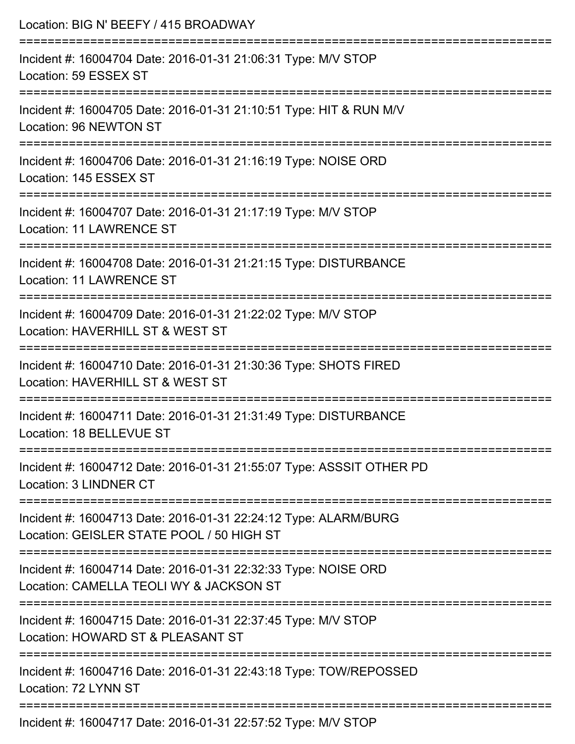Location: BIG N' BEEFY / 415 BROADWAY

===========================================================================

Incident #: 16004704 Date: 2016-01-31 21:06:31 Type: M/V STOP
Location: 59 ESSEX ST

===========================================================================

Incident #: 16004705 Date: 2016-01-31 21:10:51 Type: HIT & RUN M/V
Location: 96 NEWTON ST

===========================================================================

Incident #: 16004706 Date: 2016-01-31 21:16:19 Type: NOISE ORD
Location: 145 ESSEX ST

===========================================================================

Incident #: 16004707 Date: 2016-01-31 21:17:19 Type: M/V STOP
Location: 11 LAWRENCE ST

===========================================================================

Incident #: 16004708 Date: 2016-01-31 21:21:15 Type: DISTURBANCE
Location: 11 LAWRENCE ST

===========================================================================

Incident #: 16004709 Date: 2016-01-31 21:22:02 Type: M/V STOP
Location: HAVERHILL ST & WEST ST

===========================================================================

Incident #: 16004710 Date: 2016-01-31 21:30:36 Type: SHOTS FIRED
Location: HAVERHILL ST & WEST ST

===========================================================================

Incident #: 16004711 Date: 2016-01-31 21:31:49 Type: DISTURBANCE
Location: 18 BELLEVUE ST

===========================================================================

Incident #: 16004712 Date: 2016-01-31 21:55:07 Type: ASSSIT OTHER PD
Location: 3 LINDNER CT

===========================================================================

Incident #: 16004713 Date: 2016-01-31 22:24:12 Type: ALARM/BURG
Location: GEISLER STATE POOL / 50 HIGH ST

===========================================================================

Incident #: 16004714 Date: 2016-01-31 22:32:33 Type: NOISE ORD
Location: CAMELLA TEOLI WY & JACKSON ST

===========================================================================

Incident #: 16004715 Date: 2016-01-31 22:37:45 Type: M/V STOP
Location: HOWARD ST & PLEASANT ST

===========================================================================

Incident #: 16004716 Date: 2016-01-31 22:43:18 Type: TOW/REPOSSED
Location: 72 LYNN ST

===========================================================================

Incident #: 16004717 Date: 2016-01-31 22:57:52 Type: M/V STOP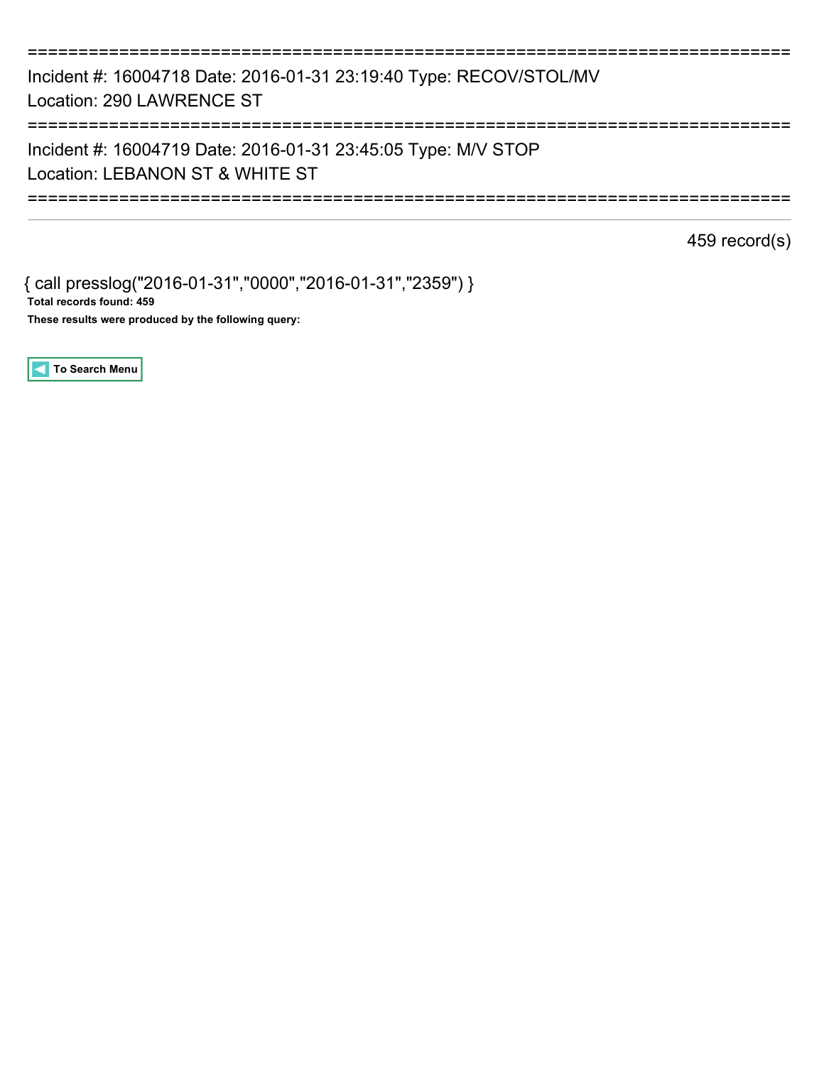===========================================================================

Incident #: 16004718 Date: 2016-01-31 23:19:40 Type: RECOV/STOL/MV
Location: 290 LAWRENCE ST

===========================================================================

Incident #: 16004719 Date: 2016-01-31 23:45:05 Type: M/V STOP
Location: LEBANON ST & WHITE ST

===========================================================================

---

459 record(s)

{ call presslog("2016-01-31","0000","2016-01-31","2359") }

**Total records found: 459**

**These results were produced by the following query:**

**To Search Menu**